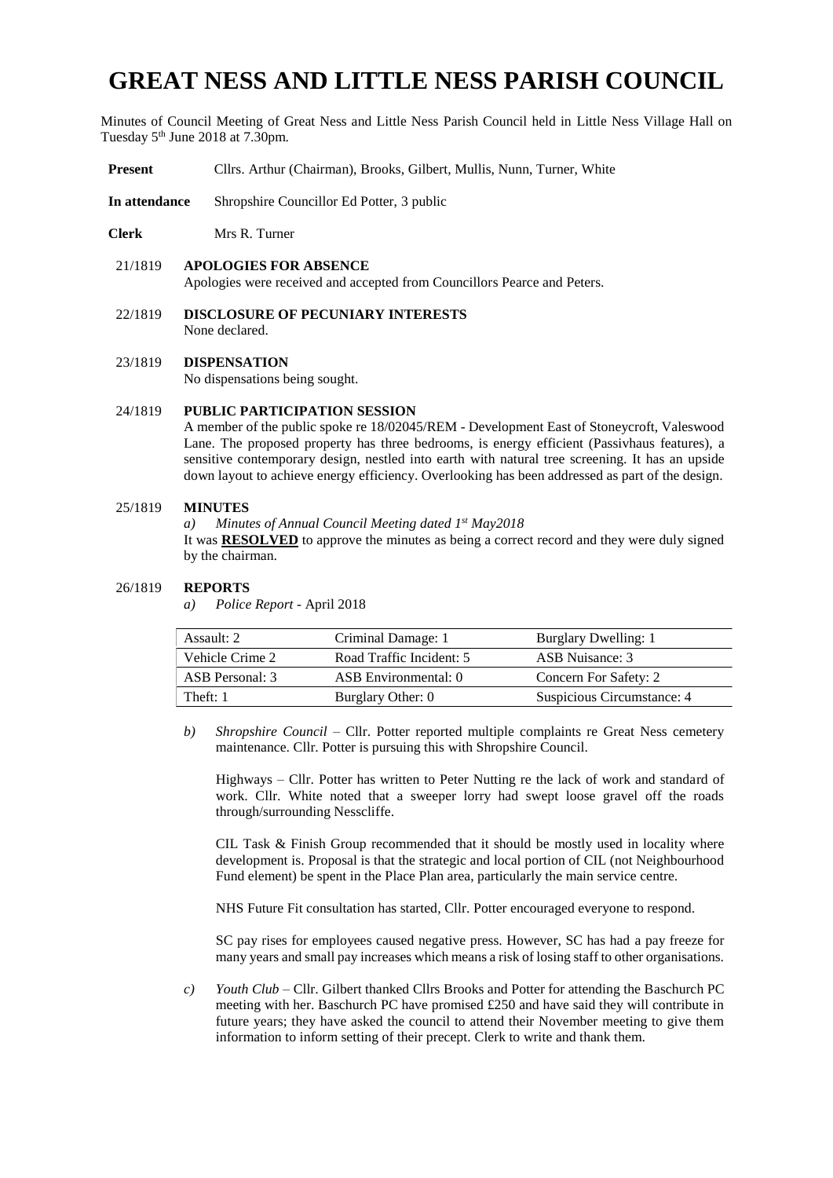# GREAT NESS AND LITTLE NESS PARISH COUNCIL

Minutes of Council Meeting of Great Ness and Little Ness Parish Council held in Little Ness Village Hall on Tuesday 5th June 2018 at 7.30pm.

**Present** Cllrs. Arthur (Chairman), Brooks, Gilbert, Mullis, Nunn, Turner, White

**In attendance** Shropshire Councillor Ed Potter, 3 public

**Clerk** Mrs R. Turner

21/1819 **APOLOGIES FOR ABSENCE**
Apologies were received and accepted from Councillors Pearce and Peters.

22/1819 **DISCLOSURE OF PECUNIARY INTERESTS**
None declared.

23/1819 **DISPENSATION**
No dispensations being sought.

24/1819 **PUBLIC PARTICIPATION SESSION**
A member of the public spoke re 18/02045/REM - Development East of Stoneycroft, Valeswood Lane. The proposed property has three bedrooms, is energy efficient (Passivhaus features), a sensitive contemporary design, nestled into earth with natural tree screening. It has an upside down layout to achieve energy efficiency. Overlooking has been addressed as part of the design.

25/1819 **MINUTES**

*a) Minutes of Annual Council Meeting dated 1st May2018*
It was **RESOLVED** to approve the minutes as being a correct record and they were duly signed by the chairman.

26/1819 **REPORTS**

*a) Police Report* - April 2018

| Assault: 2 | Criminal Damage: 1 | Burglary Dwelling: 1 |
|---|---|---|
| Vehicle Crime 2 | Road Traffic Incident: 5 | ASB Nuisance: 3 |
| ASB Personal: 3 | ASB Environmental: 0 | Concern For Safety: 2 |
| Theft: 1 | Burglary Other: 0 | Suspicious Circumstance: 4 |

*b) Shropshire Council* – Cllr. Potter reported multiple complaints re Great Ness cemetery maintenance. Cllr. Potter is pursuing this with Shropshire Council.

Highways – Cllr. Potter has written to Peter Nutting re the lack of work and standard of work. Cllr. White noted that a sweeper lorry had swept loose gravel off the roads through/surrounding Nesscliffe.

CIL Task & Finish Group recommended that it should be mostly used in locality where development is. Proposal is that the strategic and local portion of CIL (not Neighbourhood Fund element) be spent in the Place Plan area, particularly the main service centre.

NHS Future Fit consultation has started, Cllr. Potter encouraged everyone to respond.

SC pay rises for employees caused negative press. However, SC has had a pay freeze for many years and small pay increases which means a risk of losing staff to other organisations.

*c) Youth Club* – Cllr. Gilbert thanked Cllrs Brooks and Potter for attending the Baschurch PC meeting with her. Baschurch PC have promised £250 and have said they will contribute in future years; they have asked the council to attend their November meeting to give them information to inform setting of their precept. Clerk to write and thank them.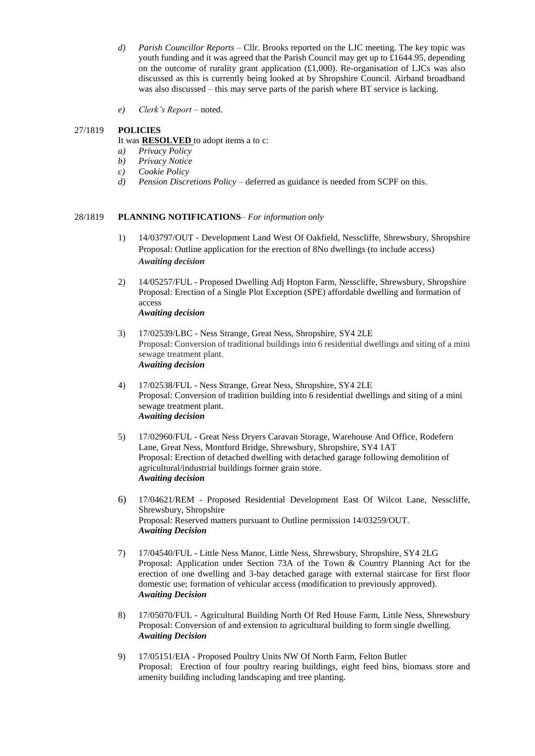*d) Parish Councillor Reports* – Cllr. Brooks reported on the LJC meeting. The key topic was youth funding and it was agreed that the Parish Council may get up to £1644.95, depending on the outcome of rurality grant application (£1,000). Re-organisation of LJCs was also discussed as this is currently being looked at by Shropshire Council. Airband broadband was also discussed – this may serve parts of the parish where BT service is lacking.

*e) Clerk's Report* – noted.

27/1819 **POLICIES**

It was **RESOLVED** to adopt items a to c:

*a) Privacy Policy*
*b) Privacy Notice*
*c) Cookie Policy*
*d) Pension Discretions Policy* – deferred as guidance is needed from SCPF on this.

28/1819 **PLANNING NOTIFICATIONS**– *For information only*

1) 14/03797/OUT - Development Land West Of Oakfield, Nesscliffe, Shrewsbury, Shropshire
Proposal: Outline application for the erection of 8No dwellings (to include access)
***Awaiting decision***

2) 14/05257/FUL - Proposed Dwelling Adj Hopton Farm, Nesscliffe, Shrewsbury, Shropshire
Proposal: Erection of a Single Plot Exception (SPE) affordable dwelling and formation of access
***Awaiting decision***

3) 17/02539/LBC - Ness Strange, Great Ness, Shropshire, SY4 2LE
Proposal: Conversion of traditional buildings into 6 residential dwellings and siting of a mini sewage treatment plant.
***Awaiting decision***

4) 17/02538/FUL - Ness Strange, Great Ness, Shropshire, SY4 2LE
Proposal: Conversion of tradition building into 6 residential dwellings and siting of a mini sewage treatment plant.
***Awaiting decision***

5) 17/02960/FUL - Great Ness Dryers Caravan Storage, Warehouse And Office, Rodefern Lane, Great Ness, Montford Bridge, Shrewsbury, Shropshire, SY4 1AT
Proposal: Erection of detached dwelling with detached garage following demolition of agricultural/industrial buildings former grain store.
***Awaiting decision***

6) 17/04621/REM - Proposed Residential Development East Of Wilcot Lane, Nesscliffe, Shrewsbury, Shropshire
Proposal: Reserved matters pursuant to Outline permission 14/03259/OUT.
***Awaiting Decision***

7) 17/04540/FUL - Little Ness Manor, Little Ness, Shrewsbury, Shropshire, SY4 2LG
Proposal: Application under Section 73A of the Town & Country Planning Act for the erection of one dwelling and 3-bay detached garage with external staircase for first floor domestic use; formation of vehicular access (modification to previously approved).
***Awaiting Decision***

8) 17/05070/FUL - Agricultural Building North Of Red House Farm, Little Ness, Shrewsbury
Proposal: Conversion of and extension to agricultural building to form single dwelling.
***Awaiting Decision***

9) 17/05151/EIA - Proposed Poultry Units NW Of North Farm, Felton Butler
Proposal: Erection of four poultry rearing buildings, eight feed bins, biomass store and amenity building including landscaping and tree planting.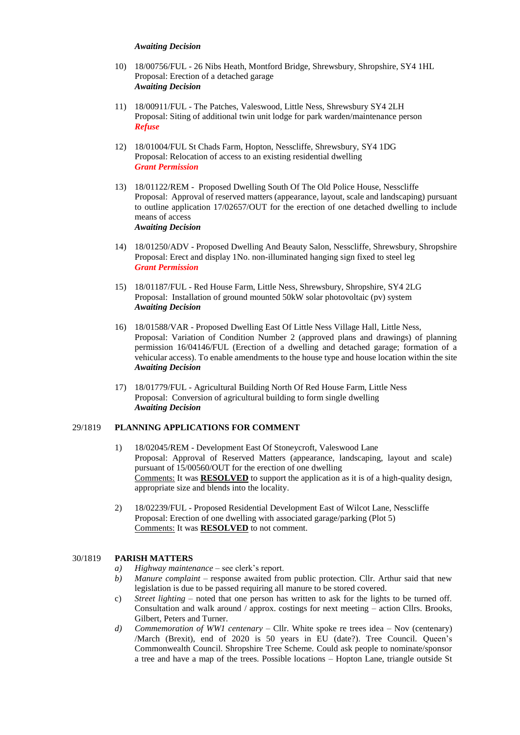***Awaiting Decision***

10) 18/00756/FUL - 26 Nibs Heath, Montford Bridge, Shrewsbury, Shropshire, SY4 1HL
Proposal: Erection of a detached garage
***Awaiting Decision***

11) 18/00911/FUL - The Patches, Valeswood, Little Ness, Shrewsbury SY4 2LH
Proposal: Siting of additional twin unit lodge for park warden/maintenance person
***Refuse***

12) 18/01004/FUL St Chads Farm, Hopton, Nesscliffe, Shrewsbury, SY4 1DG
Proposal: Relocation of access to an existing residential dwelling
***Grant Permission***

13) 18/01122/REM - Proposed Dwelling South Of The Old Police House, Nesscliffe
Proposal: Approval of reserved matters (appearance, layout, scale and landscaping) pursuant to outline application 17/02657/OUT for the erection of one detached dwelling to include means of access
***Awaiting Decision***

14) 18/01250/ADV - Proposed Dwelling And Beauty Salon, Nesscliffe, Shrewsbury, Shropshire
Proposal: Erect and display 1No. non-illuminated hanging sign fixed to steel leg
***Grant Permission***

15) 18/01187/FUL - Red House Farm, Little Ness, Shrewsbury, Shropshire, SY4 2LG
Proposal: Installation of ground mounted 50kW solar photovoltaic (pv) system
***Awaiting Decision***

16) 18/01588/VAR - Proposed Dwelling East Of Little Ness Village Hall, Little Ness,
Proposal: Variation of Condition Number 2 (approved plans and drawings) of planning permission 16/04146/FUL (Erection of a dwelling and detached garage; formation of a vehicular access). To enable amendments to the house type and house location within the site
***Awaiting Decision***

17) 18/01779/FUL - Agricultural Building North Of Red House Farm, Little Ness
Proposal: Conversion of agricultural building to form single dwelling
***Awaiting Decision***

29/1819 **PLANNING APPLICATIONS FOR COMMENT**

1) 18/02045/REM - Development East Of Stoneycroft, Valeswood Lane
Proposal: Approval of Reserved Matters (appearance, landscaping, layout and scale) pursuant to 15/00560/OUT for the erection of one dwelling
Comments: It was **RESOLVED** to support the application as it is of a high-quality design, appropriate size and blends into the locality.

2) 18/02239/FUL - Proposed Residential Development East of Wilcot Lane, Nesscliffe
Proposal: Erection of one dwelling with associated garage/parking (Plot 5)
Comments: It was **RESOLVED** to not comment.

30/1819 **PARISH MATTERS**

a) *Highway maintenance* – see clerk's report.

b) *Manure complaint* – response awaited from public protection. Cllr. Arthur said that new legislation is due to be passed requiring all manure to be stored covered.

c) *Street lighting* – noted that one person has written to ask for the lights to be turned off. Consultation and walk around / approx. costings for next meeting – action Cllrs. Brooks, Gilbert, Peters and Turner.

d) *Commemoration of WW1 centenary* – Cllr. White spoke re trees idea – Nov (centenary) /March (Brexit), end of 2020 is 50 years in EU (date?). Tree Council. Queen's Commonwealth Council. Shropshire Tree Scheme. Could ask people to nominate/sponsor a tree and have a map of the trees. Possible locations – Hopton Lane, triangle outside St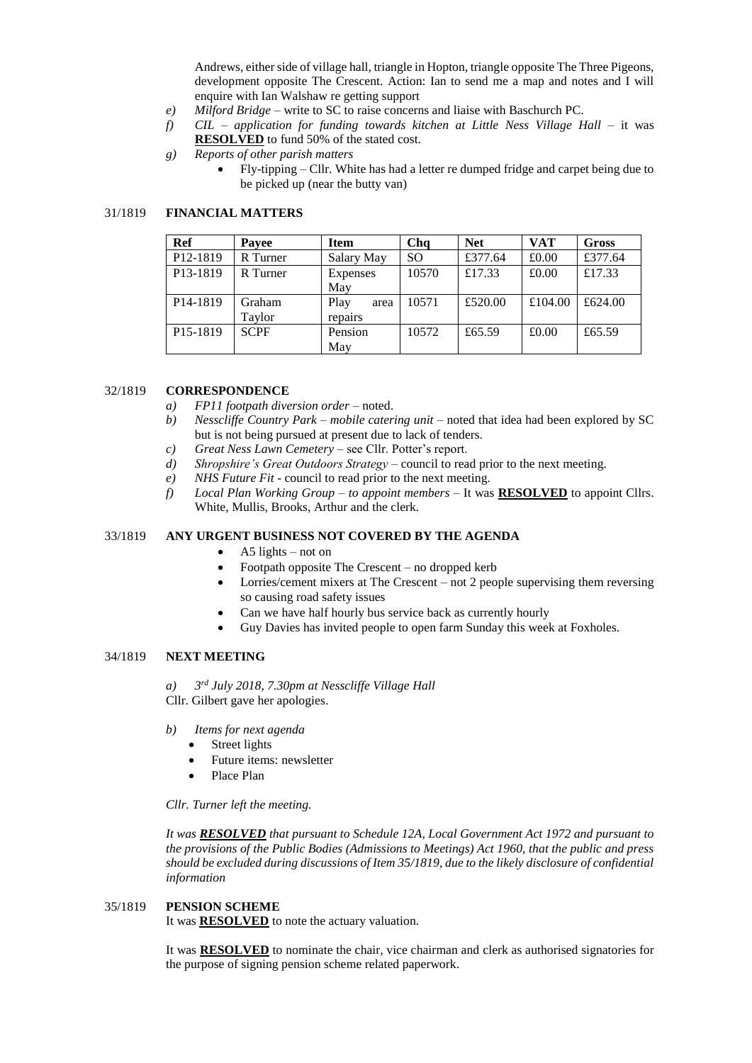Andrews, either side of village hall, triangle in Hopton, triangle opposite The Three Pigeons, development opposite The Crescent. Action: Ian to send me a map and notes and I will enquire with Ian Walshaw re getting support

*e) Milford Bridge* – write to SC to raise concerns and liaise with Baschurch PC.

*f) CIL – application for funding towards kitchen at Little Ness Village Hall* – it was **RESOLVED** to fund 50% of the stated cost.

*g) Reports of other parish matters*

- Fly-tipping – Cllr. White has had a letter re dumped fridge and carpet being due to be picked up (near the butty van)

31/1819 **FINANCIAL MATTERS**

| Ref | Payee | Item | Chq | Net | VAT | Gross |
|---|---|---|---|---|---|---|
| P12-1819 | R Turner | Salary May | SO | £377.64 | £0.00 | £377.64 |
| P13-1819 | R Turner | Expenses May | 10570 | £17.33 | £0.00 | £17.33 |
| P14-1819 | Graham Taylor | Play area repairs | 10571 | £520.00 | £104.00 | £624.00 |
| P15-1819 | SCPF | Pension May | 10572 | £65.59 | £0.00 | £65.59 |

32/1819 **CORRESPONDENCE**

*a) FP11 footpath diversion order* – noted.

*b) Nesscliffe Country Park – mobile catering unit* – noted that idea had been explored by SC but is not being pursued at present due to lack of tenders.

*c) Great Ness Lawn Cemetery* – see Cllr. Potter's report.

*d) Shropshire's Great Outdoors Strategy* – council to read prior to the next meeting.

*e) NHS Future Fit* - council to read prior to the next meeting.

*f) Local Plan Working Group – to appoint members* – It was **RESOLVED** to appoint Cllrs. White, Mullis, Brooks, Arthur and the clerk.

33/1819 **ANY URGENT BUSINESS NOT COVERED BY THE AGENDA**

- A5 lights – not on
- Footpath opposite The Crescent – no dropped kerb
- Lorries/cement mixers at The Crescent – not 2 people supervising them reversing so causing road safety issues
- Can we have half hourly bus service back as currently hourly
- Guy Davies has invited people to open farm Sunday this week at Foxholes.

34/1819 **NEXT MEETING**

*a) 3rd July 2018, 7.30pm at Nesscliffe Village Hall*

Cllr. Gilbert gave her apologies.

*b) Items for next agenda*

- Street lights
- Future items: newsletter
- Place Plan

*Cllr. Turner left the meeting.*

*It was **RESOLVED** that pursuant to Schedule 12A, Local Government Act 1972 and pursuant to the provisions of the Public Bodies (Admissions to Meetings) Act 1960, that the public and press should be excluded during discussions of Item 35/1819, due to the likely disclosure of confidential information*

35/1819 **PENSION SCHEME**

It was **RESOLVED** to note the actuary valuation.

It was **RESOLVED** to nominate the chair, vice chairman and clerk as authorised signatories for the purpose of signing pension scheme related paperwork.